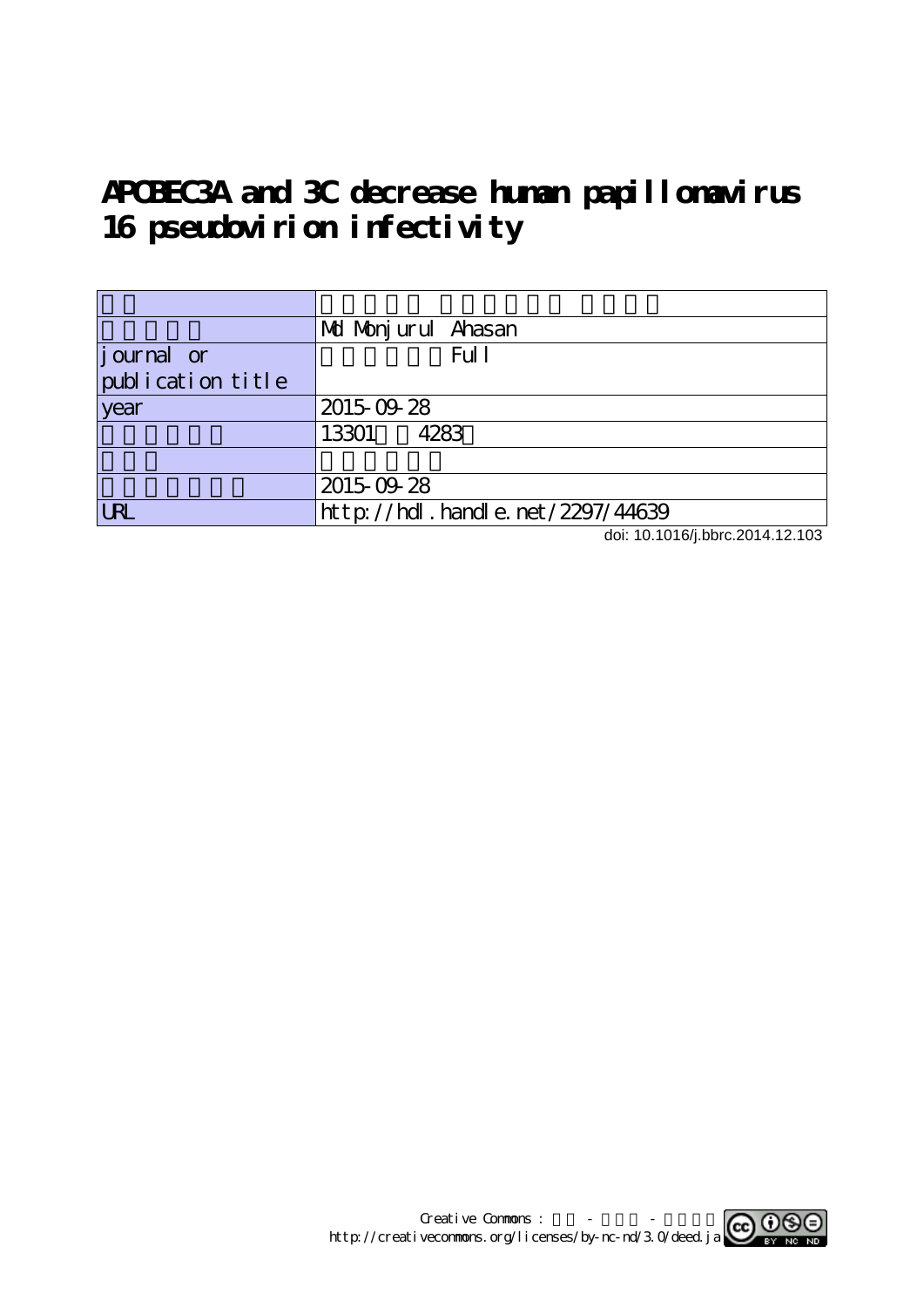# APOBEC3A and 3C decrease human papillomavirus 16 pseudovirion infectivity

| | |
|---|---|
| | |
| | Md Monjurul Ahasan |
| journal or publication title | Full |
| year | 2015-09-28 |
| | 13301 4283 |
| | |
| | 2015-09-28 |
| URL | http://hdl.handle.net/2297/44639 |

doi: 10.1016/j.bbrc.2014.12.103

Creative Commons : - -
http://creativecommons.org/licenses/by-nc-nd/3.0/deed.ja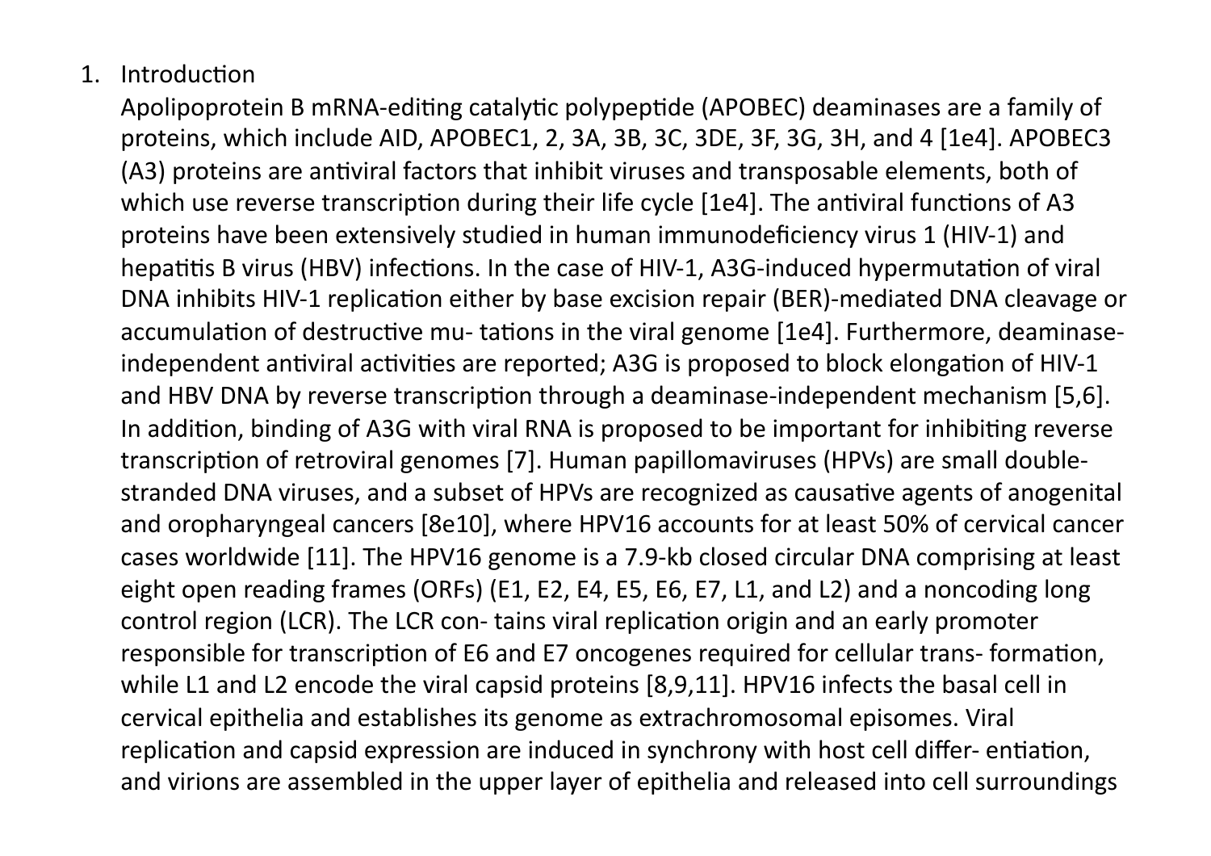1. Introduction

Apolipoprotein B mRNA-editing catalytic polypeptide (APOBEC) deaminases are a family of proteins, which include AID, APOBEC1, 2, 3A, 3B, 3C, 3DE, 3F, 3G, 3H, and 4 [1e4]. APOBEC3 (A3) proteins are antiviral factors that inhibit viruses and transposable elements, both of which use reverse transcription during their life cycle [1e4]. The antiviral functions of A3 proteins have been extensively studied in human immunodeficiency virus 1 (HIV-1) and hepatitis B virus (HBV) infections. In the case of HIV-1, A3G-induced hypermutation of viral DNA inhibits HIV-1 replication either by base excision repair (BER)-mediated DNA cleavage or accumulation of destructive mu- tations in the viral genome [1e4]. Furthermore, deaminase-independent antiviral activities are reported; A3G is proposed to block elongation of HIV-1 and HBV DNA by reverse transcription through a deaminase-independent mechanism [5,6]. In addition, binding of A3G with viral RNA is proposed to be important for inhibiting reverse transcription of retroviral genomes [7]. Human papillomaviruses (HPVs) are small double-stranded DNA viruses, and a subset of HPVs are recognized as causative agents of anogenital and oropharyngeal cancers [8e10], where HPV16 accounts for at least 50% of cervical cancer cases worldwide [11]. The HPV16 genome is a 7.9-kb closed circular DNA comprising at least eight open reading frames (ORFs) (E1, E2, E4, E5, E6, E7, L1, and L2) and a noncoding long control region (LCR). The LCR con- tains viral replication origin and an early promoter responsible for transcription of E6 and E7 oncogenes required for cellular trans- formation, while L1 and L2 encode the viral capsid proteins [8,9,11]. HPV16 infects the basal cell in cervical epithelia and establishes its genome as extrachromosomal episomes. Viral replication and capsid expression are induced in synchrony with host cell differ- entiation, and virions are assembled in the upper layer of epithelia and released into cell surroundings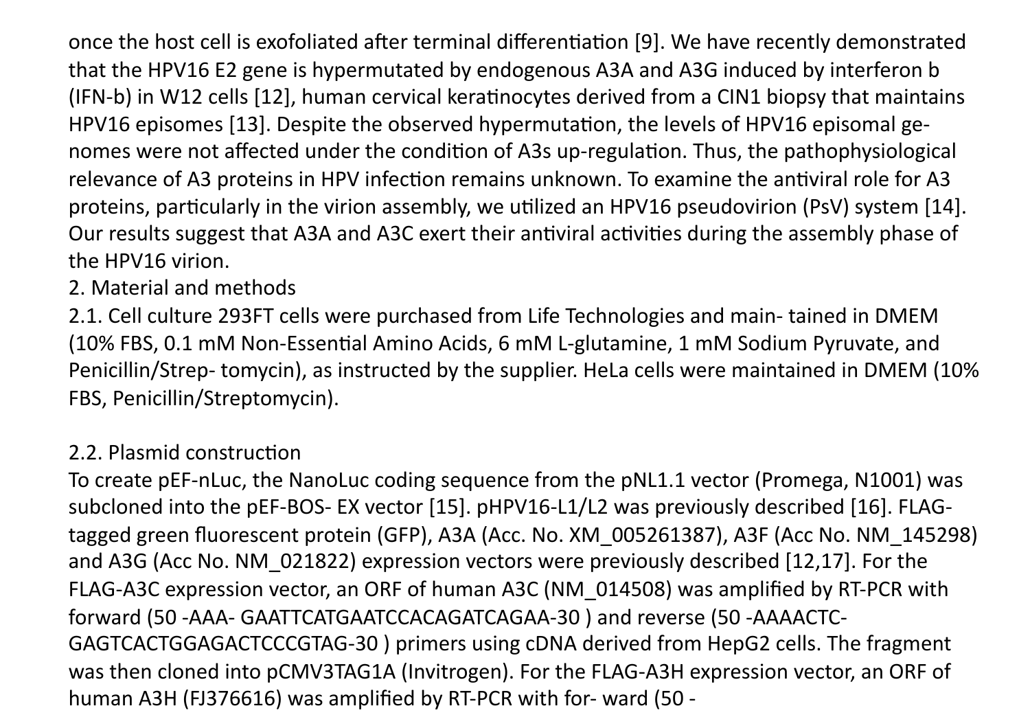once the host cell is exofoliated after terminal differentiation [9]. We have recently demonstrated that the HPV16 E2 gene is hypermutated by endogenous A3A and A3G induced by interferon b (IFN-b) in W12 cells [12], human cervical keratinocytes derived from a CIN1 biopsy that maintains HPV16 episomes [13]. Despite the observed hypermutation, the levels of HPV16 episomal ge- nomes were not affected under the condition of A3s up-regulation. Thus, the pathophysiological relevance of A3 proteins in HPV infection remains unknown. To examine the antiviral role for A3 proteins, particularly in the virion assembly, we utilized an HPV16 pseudovirion (PsV) system [14]. Our results suggest that A3A and A3C exert their antiviral activities during the assembly phase of the HPV16 virion.

## 2. Material and methods

### 2.1. Cell culture

293FT cells were purchased from Life Technologies and main- tained in DMEM (10% FBS, 0.1 mM Non-Essential Amino Acids, 6 mM L-glutamine, 1 mM Sodium Pyruvate, and Penicillin/Strep- tomycin), as instructed by the supplier. HeLa cells were maintained in DMEM (10% FBS, Penicillin/Streptomycin).

### 2.2. Plasmid construction

To create pEF-nLuc, the NanoLuc coding sequence from the pNL1.1 vector (Promega, N1001) was subcloned into the pEF-BOS- EX vector [15]. pHPV16-L1/L2 was previously described [16]. FLAG-tagged green fluorescent protein (GFP), A3A (Acc. No. XM_005261387), A3F (Acc No. NM_145298) and A3G (Acc No. NM_021822) expression vectors were previously described [12,17]. For the FLAG-A3C expression vector, an ORF of human A3C (NM_014508) was amplified by RT-PCR with forward (50 -AAA- GAATTCATGAATCCACAGATCAGAA-30 ) and reverse (50 -AAAACTC- GAGTCACTGGAGACTCCCGTAG-30 ) primers using cDNA derived from HepG2 cells. The fragment was then cloned into pCMV3TAG1A (Invitrogen). For the FLAG-A3H expression vector, an ORF of human A3H (FJ376616) was amplified by RT-PCR with for- ward (50 -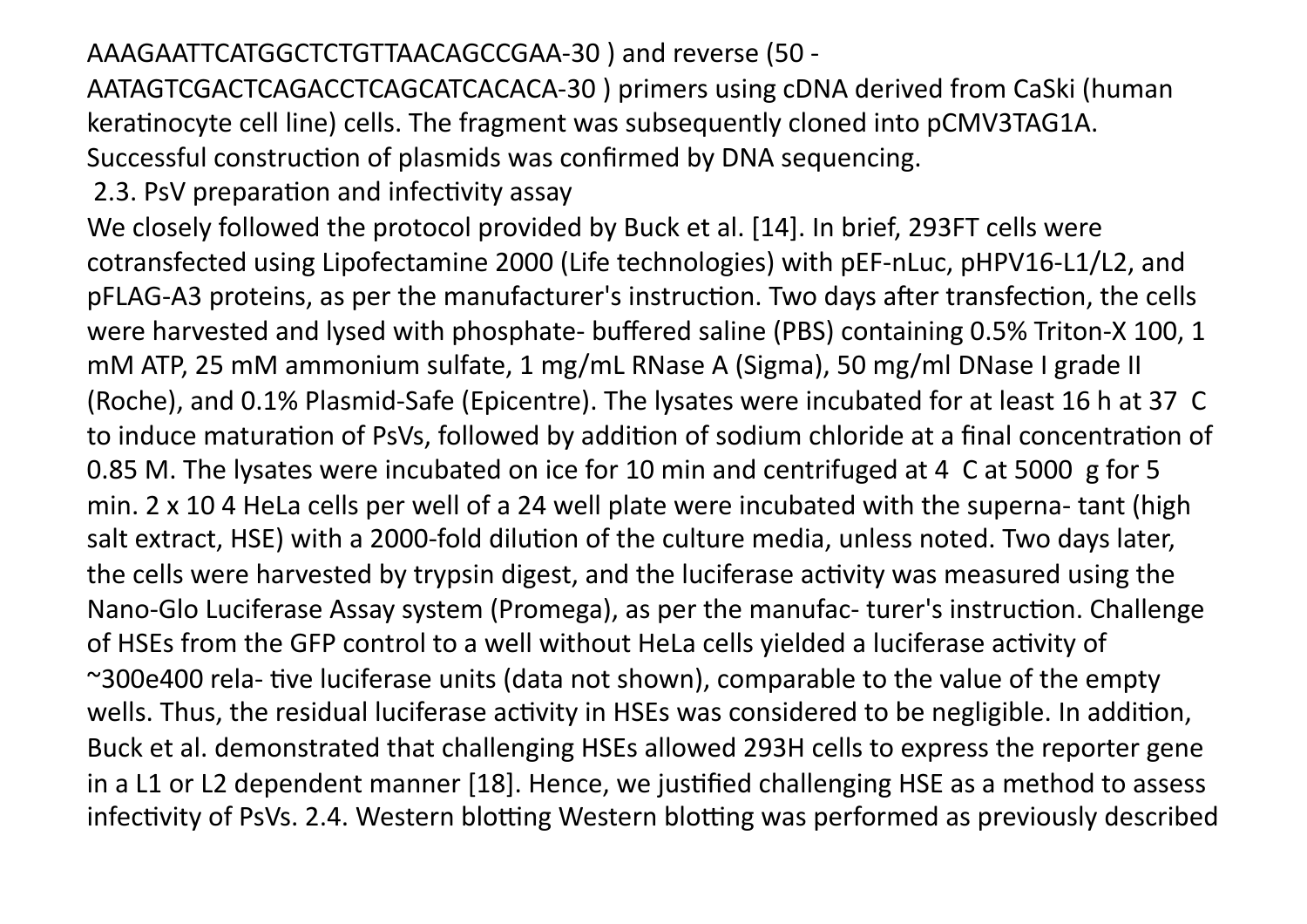AAAGAATTCATGGCTCTGTTAACAGCCGAA-30 ) and reverse (50 - AATAGTCGACTCAGACCTCAGCATCACACA-30 ) primers using cDNA derived from CaSki (human keratinocyte cell line) cells. The fragment was subsequently cloned into pCMV3TAG1A. Successful construction of plasmids was confirmed by DNA sequencing.

## 2.3. PsV preparation and infectivity assay

We closely followed the protocol provided by Buck et al. [14]. In brief, 293FT cells were cotransfected using Lipofectamine 2000 (Life technologies) with pEF-nLuc, pHPV16-L1/L2, and pFLAG-A3 proteins, as per the manufacturer's instruction. Two days after transfection, the cells were harvested and lysed with phosphate- buffered saline (PBS) containing 0.5% Triton-X 100, 1 mM ATP, 25 mM ammonium sulfate, 1 mg/mL RNase A (Sigma), 50 mg/ml DNase I grade II (Roche), and 0.1% Plasmid-Safe (Epicentre). The lysates were incubated for at least 16 h at 37 C to induce maturation of PsVs, followed by addition of sodium chloride at a final concentration of 0.85 M. The lysates were incubated on ice for 10 min and centrifuged at 4 C at 5000 g for 5 min. 2 x 10 4 HeLa cells per well of a 24 well plate were incubated with the superna- tant (high salt extract, HSE) with a 2000-fold dilution of the culture media, unless noted. Two days later, the cells were harvested by trypsin digest, and the luciferase activity was measured using the Nano-Glo Luciferase Assay system (Promega), as per the manufac- turer's instruction. Challenge of HSEs from the GFP control to a well without HeLa cells yielded a luciferase activity of ~300e400 rela- tive luciferase units (data not shown), comparable to the value of the empty wells. Thus, the residual luciferase activity in HSEs was considered to be negligible. In addition, Buck et al. demonstrated that challenging HSEs allowed 293H cells to express the reporter gene in a L1 or L2 dependent manner [18]. Hence, we justified challenging HSE as a method to assess infectivity of PsVs.

## 2.4. Western blotting

Western blotting was performed as previously described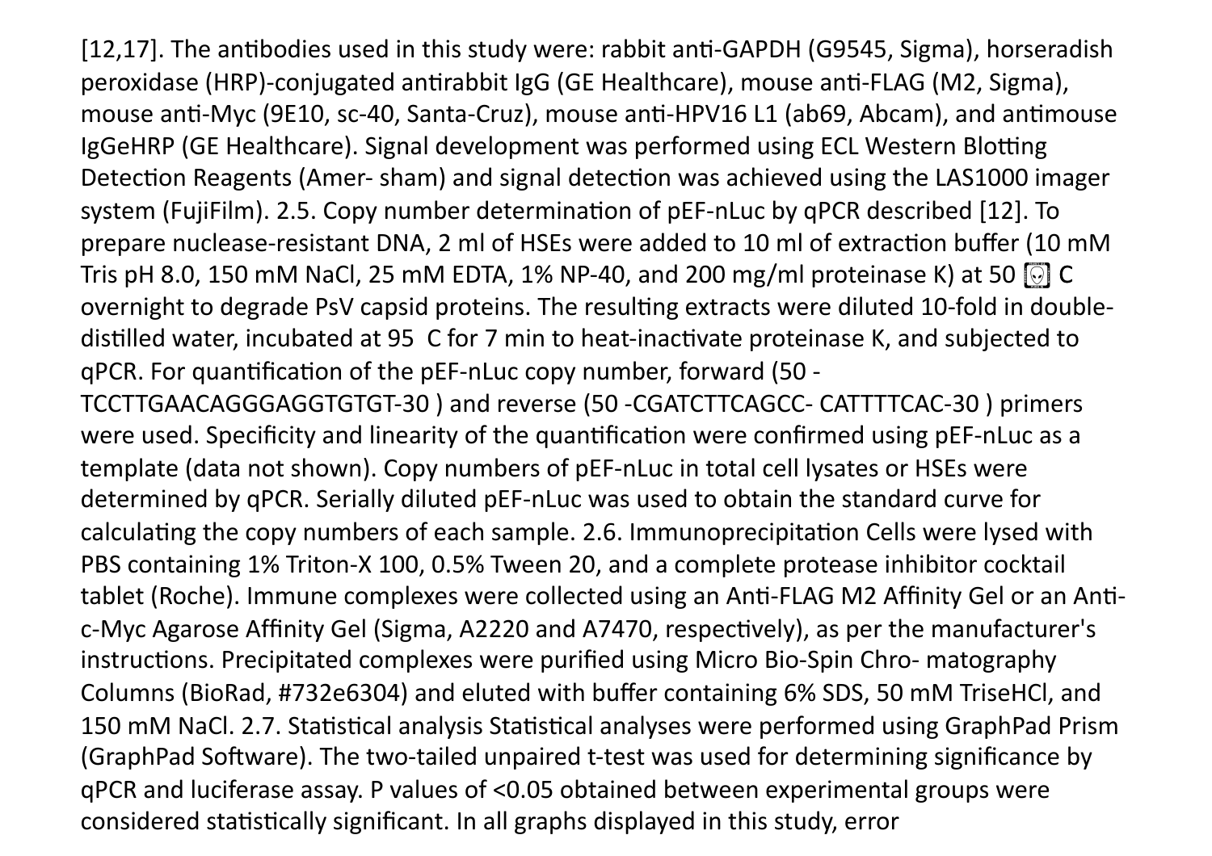[12,17]. The antibodies used in this study were: rabbit anti-GAPDH (G9545, Sigma), horseradish peroxidase (HRP)-conjugated antirabbit IgG (GE Healthcare), mouse anti-FLAG (M2, Sigma), mouse anti-Myc (9E10, sc-40, Santa-Cruz), mouse anti-HPV16 L1 (ab69, Abcam), and antimouse IgGeHRP (GE Healthcare). Signal development was performed using ECL Western Blotting Detection Reagents (Amer- sham) and signal detection was achieved using the LAS1000 imager system (FujiFilm).

## 2.5. Copy number determination of pEF-nLuc by qPCR

described [12]. To prepare nuclease-resistant DNA, 2 ml of HSEs were added to 10 ml of extraction buffer (10 mM Tris pH 8.0, 150 mM NaCl, 25 mM EDTA, 1% NP-40, and 200 mg/ml proteinase K) at 50 C overnight to degrade PsV capsid proteins. The resulting extracts were diluted 10-fold in double-distilled water, incubated at 95 C for 7 min to heat-inactivate proteinase K, and subjected to qPCR. For quantification of the pEF-nLuc copy number, forward (50 - TCCTTGAACAGGGAGGTGTGT-30 ) and reverse (50 -CGATCTTCAGCC- CATTTTCAC-30 ) primers were used. Specificity and linearity of the quantification were confirmed using pEF-nLuc as a template (data not shown). Copy numbers of pEF-nLuc in total cell lysates or HSEs were determined by qPCR. Serially diluted pEF-nLuc was used to obtain the standard curve for calculating the copy numbers of each sample.

## 2.6. Immunoprecipitation

Cells were lysed with PBS containing 1% Triton-X 100, 0.5% Tween 20, and a complete protease inhibitor cocktail tablet (Roche). Immune complexes were collected using an Anti-FLAG M2 Affinity Gel or an Anti-c-Myc Agarose Affinity Gel (Sigma, A2220 and A7470, respectively), as per the manufacturer's instructions. Precipitated complexes were purified using Micro Bio-Spin Chro- matography Columns (BioRad, #732e6304) and eluted with buffer containing 6% SDS, 50 mM TriseHCl, and 150 mM NaCl.

## 2.7. Statistical analysis

Statistical analyses were performed using GraphPad Prism (GraphPad Software). The two-tailed unpaired t-test was used for determining significance by qPCR and luciferase assay. P values of <0.05 obtained between experimental groups were considered statistically significant. In all graphs displayed in this study, error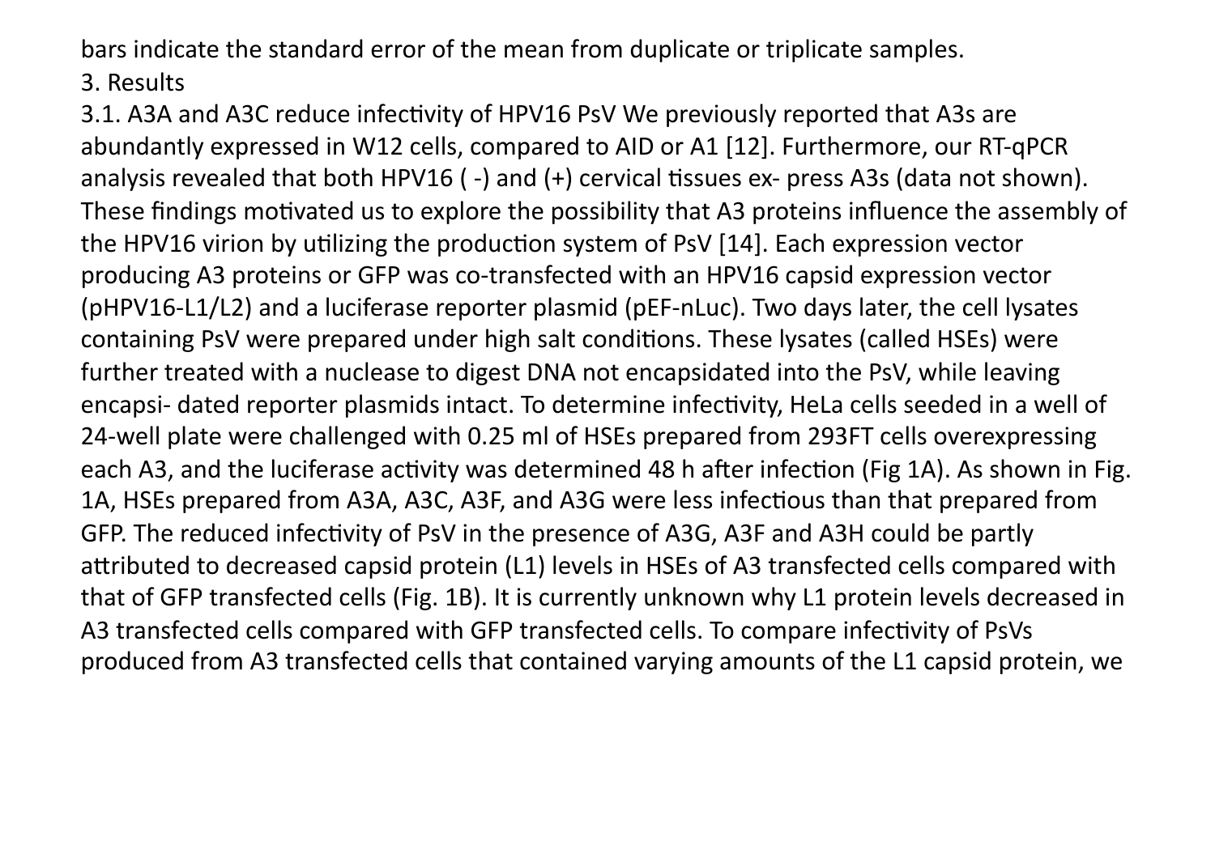bars indicate the standard error of the mean from duplicate or triplicate samples.

## 3. Results

### 3.1. A3A and A3C reduce infectivity of HPV16 PsV

We previously reported that A3s are abundantly expressed in W12 cells, compared to AID or A1 [12]. Furthermore, our RT-qPCR analysis revealed that both HPV16 ( -) and (+) cervical tissues ex- press A3s (data not shown). These findings motivated us to explore the possibility that A3 proteins influence the assembly of the HPV16 virion by utilizing the production system of PsV [14]. Each expression vector producing A3 proteins or GFP was co-transfected with an HPV16 capsid expression vector (pHPV16-L1/L2) and a luciferase reporter plasmid (pEF-nLuc). Two days later, the cell lysates containing PsV were prepared under high salt conditions. These lysates (called HSEs) were further treated with a nuclease to digest DNA not encapsidated into the PsV, while leaving encapsi- dated reporter plasmids intact. To determine infectivity, HeLa cells seeded in a well of 24-well plate were challenged with 0.25 ml of HSEs prepared from 293FT cells overexpressing each A3, and the luciferase activity was determined 48 h after infection (Fig 1A). As shown in Fig. 1A, HSEs prepared from A3A, A3C, A3F, and A3G were less infectious than that prepared from GFP. The reduced infectivity of PsV in the presence of A3G, A3F and A3H could be partly attributed to decreased capsid protein (L1) levels in HSEs of A3 transfected cells compared with that of GFP transfected cells (Fig. 1B). It is currently unknown why L1 protein levels decreased in A3 transfected cells compared with GFP transfected cells. To compare infectivity of PsVs produced from A3 transfected cells that contained varying amounts of the L1 capsid protein, we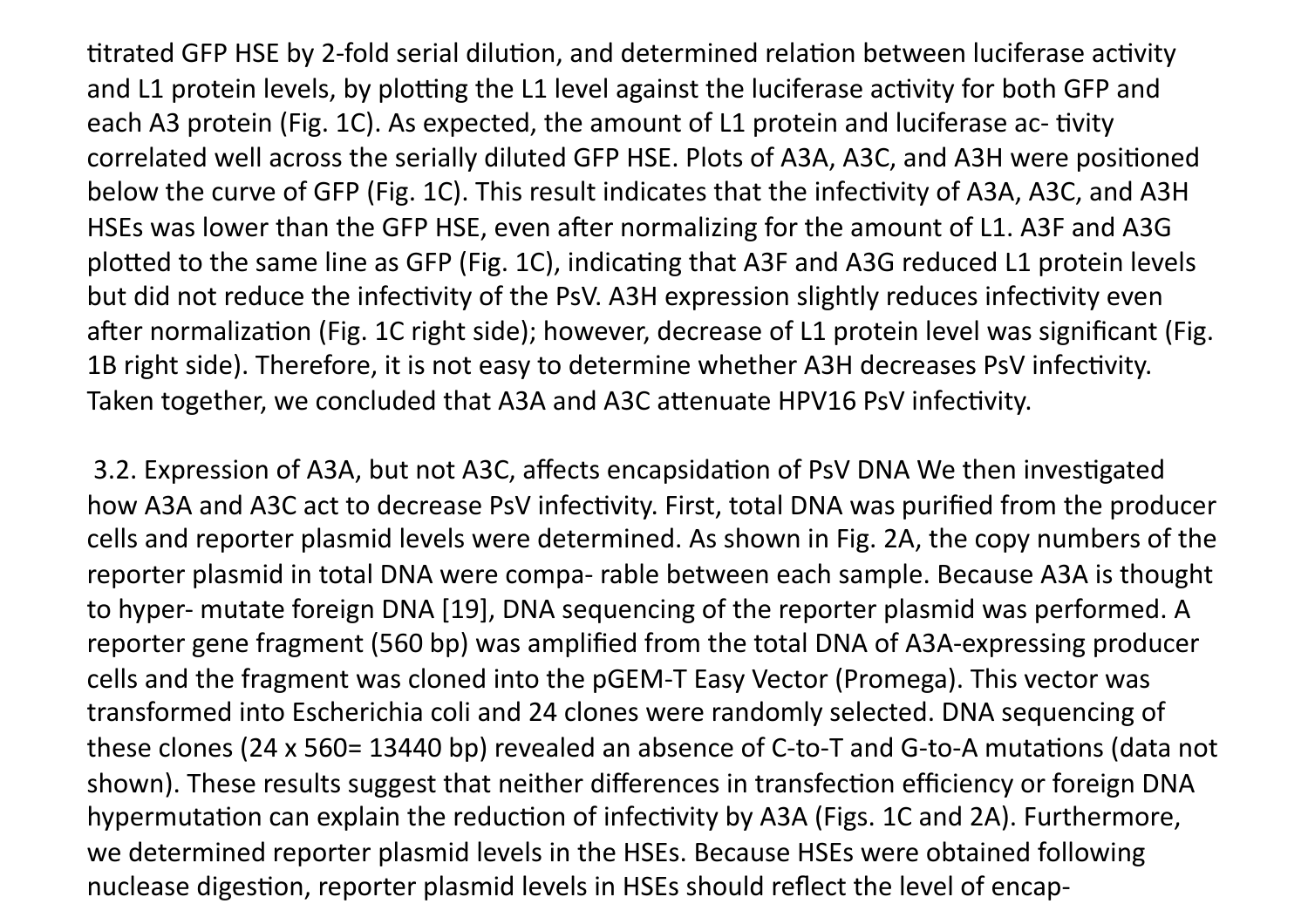titrated GFP HSE by 2-fold serial dilution, and determined relation between luciferase activity and L1 protein levels, by plotting the L1 level against the luciferase activity for both GFP and each A3 protein (Fig. 1C). As expected, the amount of L1 protein and luciferase ac- tivity correlated well across the serially diluted GFP HSE. Plots of A3A, A3C, and A3H were positioned below the curve of GFP (Fig. 1C). This result indicates that the infectivity of A3A, A3C, and A3H HSEs was lower than the GFP HSE, even after normalizing for the amount of L1. A3F and A3G plotted to the same line as GFP (Fig. 1C), indicating that A3F and A3G reduced L1 protein levels but did not reduce the infectivity of the PsV. A3H expression slightly reduces infectivity even after normalization (Fig. 1C right side); however, decrease of L1 protein level was significant (Fig. 1B right side). Therefore, it is not easy to determine whether A3H decreases PsV infectivity. Taken together, we concluded that A3A and A3C attenuate HPV16 PsV infectivity.

### 3.2. Expression of A3A, but not A3C, affects encapsidation of PsV DNA

We then investigated how A3A and A3C act to decrease PsV infectivity. First, total DNA was purified from the producer cells and reporter plasmid levels were determined. As shown in Fig. 2A, the copy numbers of the reporter plasmid in total DNA were compa- rable between each sample. Because A3A is thought to hyper- mutate foreign DNA [19], DNA sequencing of the reporter plasmid was performed. A reporter gene fragment (560 bp) was amplified from the total DNA of A3A-expressing producer cells and the fragment was cloned into the pGEM-T Easy Vector (Promega). This vector was transformed into Escherichia coli and 24 clones were randomly selected. DNA sequencing of these clones (24 x 560= 13440 bp) revealed an absence of C-to-T and G-to-A mutations (data not shown). These results suggest that neither differences in transfection efficiency or foreign DNA hypermutation can explain the reduction of infectivity by A3A (Figs. 1C and 2A). Furthermore, we determined reporter plasmid levels in the HSEs. Because HSEs were obtained following nuclease digestion, reporter plasmid levels in HSEs should reflect the level of encap-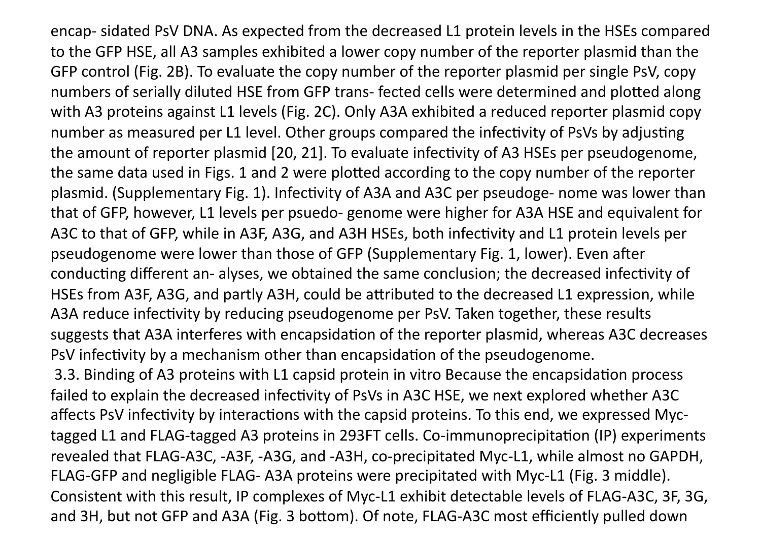encap- sidated PsV DNA. As expected from the decreased L1 protein levels in the HSEs compared to the GFP HSE, all A3 samples exhibited a lower copy number of the reporter plasmid than the GFP control (Fig. 2B). To evaluate the copy number of the reporter plasmid per single PsV, copy numbers of serially diluted HSE from GFP trans- fected cells were determined and plotted along with A3 proteins against L1 levels (Fig. 2C). Only A3A exhibited a reduced reporter plasmid copy number as measured per L1 level. Other groups compared the infectivity of PsVs by adjusting the amount of reporter plasmid [20, 21]. To evaluate infectivity of A3 HSEs per pseudogenome, the same data used in Figs. 1 and 2 were plotted according to the copy number of the reporter plasmid. (Supplementary Fig. 1). Infectivity of A3A and A3C per pseudoge- nome was lower than that of GFP, however, L1 levels per psuedo- genome were higher for A3A HSE and equivalent for A3C to that of GFP, while in A3F, A3G, and A3H HSEs, both infectivity and L1 protein levels per pseudogenome were lower than those of GFP (Supplementary Fig. 1, lower). Even after conducting different an- alyses, we obtained the same conclusion; the decreased infectivity of HSEs from A3F, A3G, and partly A3H, could be attributed to the decreased L1 expression, while A3A reduce infectivity by reducing pseudogenome per PsV. Taken together, these results suggests that A3A interferes with encapsidation of the reporter plasmid, whereas A3C decreases PsV infectivity by a mechanism other than encapsidation of the pseudogenome.

### 3.3. Binding of A3 proteins with L1 capsid protein in vitro

Because the encapsidation process failed to explain the decreased infectivity of PsVs in A3C HSE, we next explored whether A3C affects PsV infectivity by interactions with the capsid proteins. To this end, we expressed Myc-tagged L1 and FLAG-tagged A3 proteins in 293FT cells. Co-immunoprecipitation (IP) experiments revealed that FLAG-A3C, -A3F, -A3G, and -A3H, co-precipitated Myc-L1, while almost no GAPDH, FLAG-GFP and negligible FLAG- A3A proteins were precipitated with Myc-L1 (Fig. 3 middle). Consistent with this result, IP complexes of Myc-L1 exhibit detectable levels of FLAG-A3C, 3F, 3G, and 3H, but not GFP and A3A (Fig. 3 bottom). Of note, FLAG-A3C most efficiently pulled down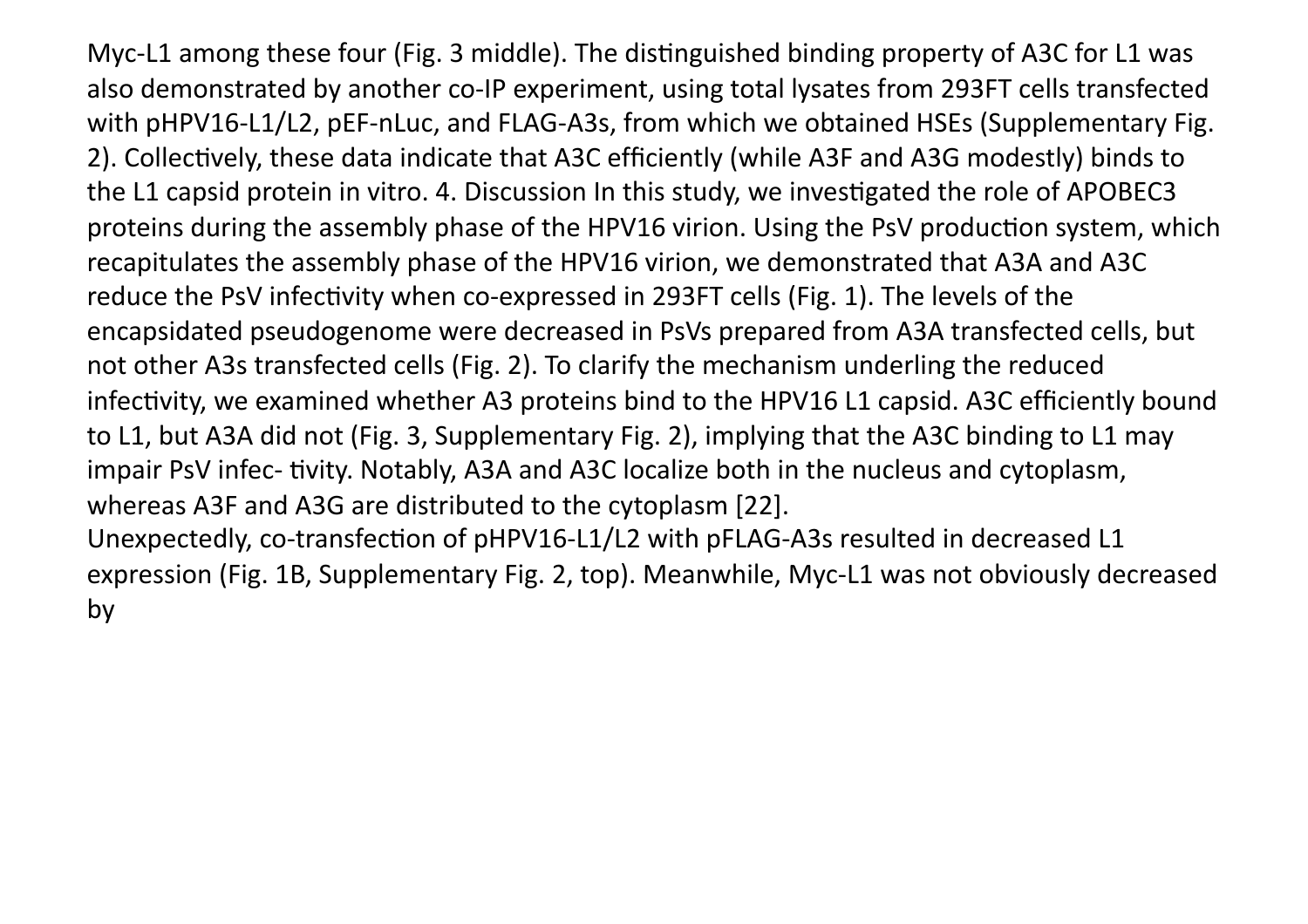Myc-L1 among these four (Fig. 3 middle). The distinguished binding property of A3C for L1 was also demonstrated by another co-IP experiment, using total lysates from 293FT cells transfected with pHPV16-L1/L2, pEF-nLuc, and FLAG-A3s, from which we obtained HSEs (Supplementary Fig. 2). Collectively, these data indicate that A3C efficiently (while A3F and A3G modestly) binds to the L1 capsid protein in vitro.

## 4. Discussion

In this study, we investigated the role of APOBEC3 proteins during the assembly phase of the HPV16 virion. Using the PsV production system, which recapitulates the assembly phase of the HPV16 virion, we demonstrated that A3A and A3C reduce the PsV infectivity when co-expressed in 293FT cells (Fig. 1). The levels of the encapsidated pseudogenome were decreased in PsVs prepared from A3A transfected cells, but not other A3s transfected cells (Fig. 2). To clarify the mechanism underling the reduced infectivity, we examined whether A3 proteins bind to the HPV16 L1 capsid. A3C efficiently bound to L1, but A3A did not (Fig. 3, Supplementary Fig. 2), implying that the A3C binding to L1 may impair PsV infec- tivity. Notably, A3A and A3C localize both in the nucleus and cytoplasm, whereas A3F and A3G are distributed to the cytoplasm [22].

Unexpectedly, co-transfection of pHPV16-L1/L2 with pFLAG-A3s resulted in decreased L1 expression (Fig. 1B, Supplementary Fig. 2, top). Meanwhile, Myc-L1 was not obviously decreased by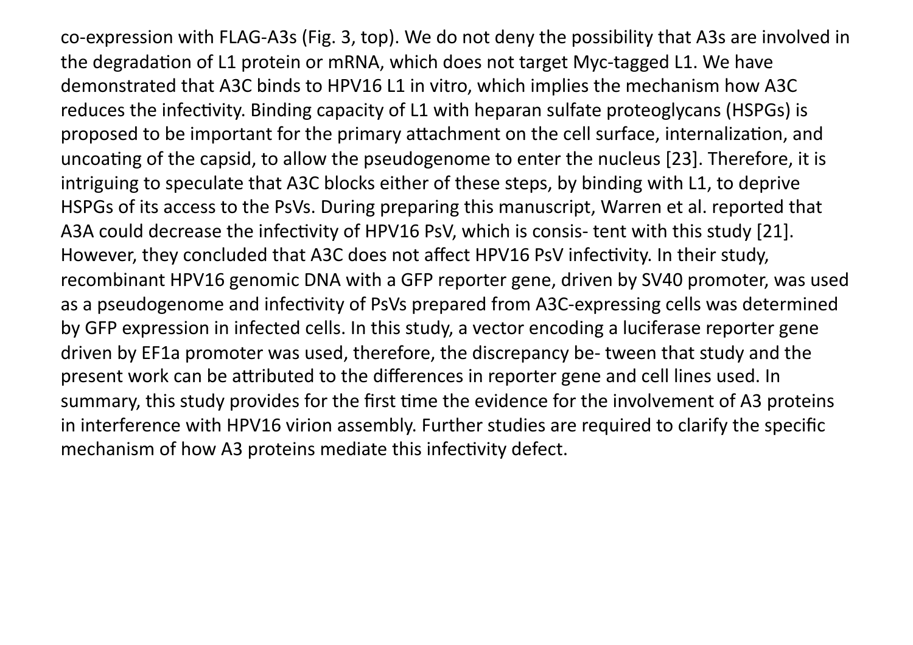co-expression with FLAG-A3s (Fig. 3, top). We do not deny the possibility that A3s are involved in the degradation of L1 protein or mRNA, which does not target Myc-tagged L1. We have demonstrated that A3C binds to HPV16 L1 in vitro, which implies the mechanism how A3C reduces the infectivity. Binding capacity of L1 with heparan sulfate proteoglycans (HSPGs) is proposed to be important for the primary attachment on the cell surface, internalization, and uncoating of the capsid, to allow the pseudogenome to enter the nucleus [23]. Therefore, it is intriguing to speculate that A3C blocks either of these steps, by binding with L1, to deprive HSPGs of its access to the PsVs. During preparing this manuscript, Warren et al. reported that A3A could decrease the infectivity of HPV16 PsV, which is consis- tent with this study [21]. However, they concluded that A3C does not affect HPV16 PsV infectivity. In their study, recombinant HPV16 genomic DNA with a GFP reporter gene, driven by SV40 promoter, was used as a pseudogenome and infectivity of PsVs prepared from A3C-expressing cells was determined by GFP expression in infected cells. In this study, a vector encoding a luciferase reporter gene driven by EF1a promoter was used, therefore, the discrepancy be- tween that study and the present work can be attributed to the differences in reporter gene and cell lines used. In summary, this study provides for the first time the evidence for the involvement of A3 proteins in interference with HPV16 virion assembly. Further studies are required to clarify the specific mechanism of how A3 proteins mediate this infectivity defect.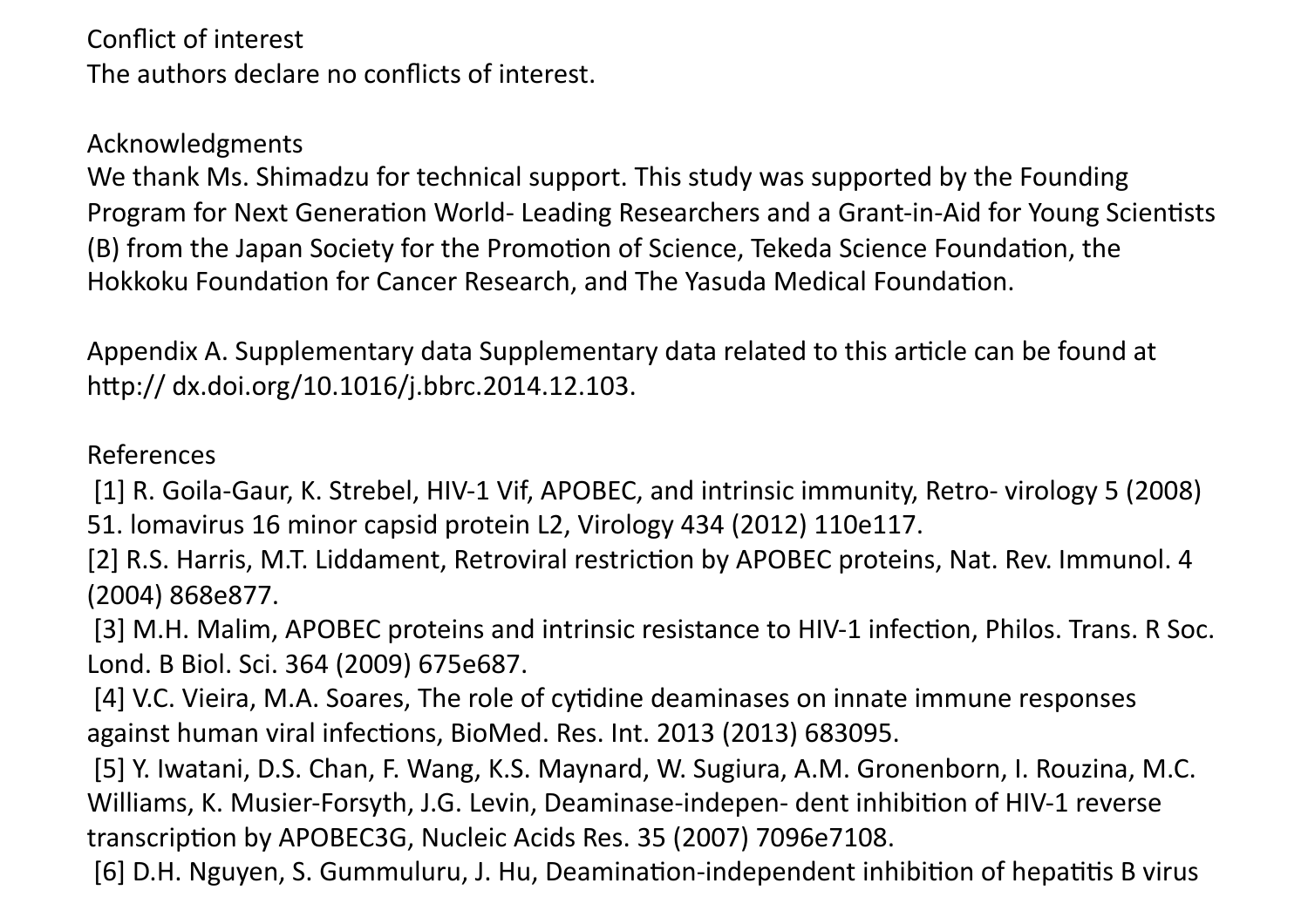## Conflict of interest

The authors declare no conflicts of interest.

## Acknowledgments

We thank Ms. Shimadzu for technical support. This study was supported by the Founding Program for Next Generation World- Leading Researchers and a Grant-in-Aid for Young Scientists (B) from the Japan Society for the Promotion of Science, Tekeda Science Foundation, the Hokkoku Foundation for Cancer Research, and The Yasuda Medical Foundation.

Appendix A. Supplementary data Supplementary data related to this article can be found at http:// dx.doi.org/10.1016/j.bbrc.2014.12.103.

## References

[1] R. Goila-Gaur, K. Strebel, HIV-1 Vif, APOBEC, and intrinsic immunity, Retro- virology 5 (2008) 51. lomavirus 16 minor capsid protein L2, Virology 434 (2012) 110e117.

[2] R.S. Harris, M.T. Liddament, Retroviral restriction by APOBEC proteins, Nat. Rev. Immunol. 4 (2004) 868e877.

[3] M.H. Malim, APOBEC proteins and intrinsic resistance to HIV-1 infection, Philos. Trans. R Soc. Lond. B Biol. Sci. 364 (2009) 675e687.

[4] V.C. Vieira, M.A. Soares, The role of cytidine deaminases on innate immune responses against human viral infections, BioMed. Res. Int. 2013 (2013) 683095.

[5] Y. Iwatani, D.S. Chan, F. Wang, K.S. Maynard, W. Sugiura, A.M. Gronenborn, I. Rouzina, M.C. Williams, K. Musier-Forsyth, J.G. Levin, Deaminase-indepen- dent inhibition of HIV-1 reverse transcription by APOBEC3G, Nucleic Acids Res. 35 (2007) 7096e7108.

[6] D.H. Nguyen, S. Gummuluru, J. Hu, Deamination-independent inhibition of hepatitis B virus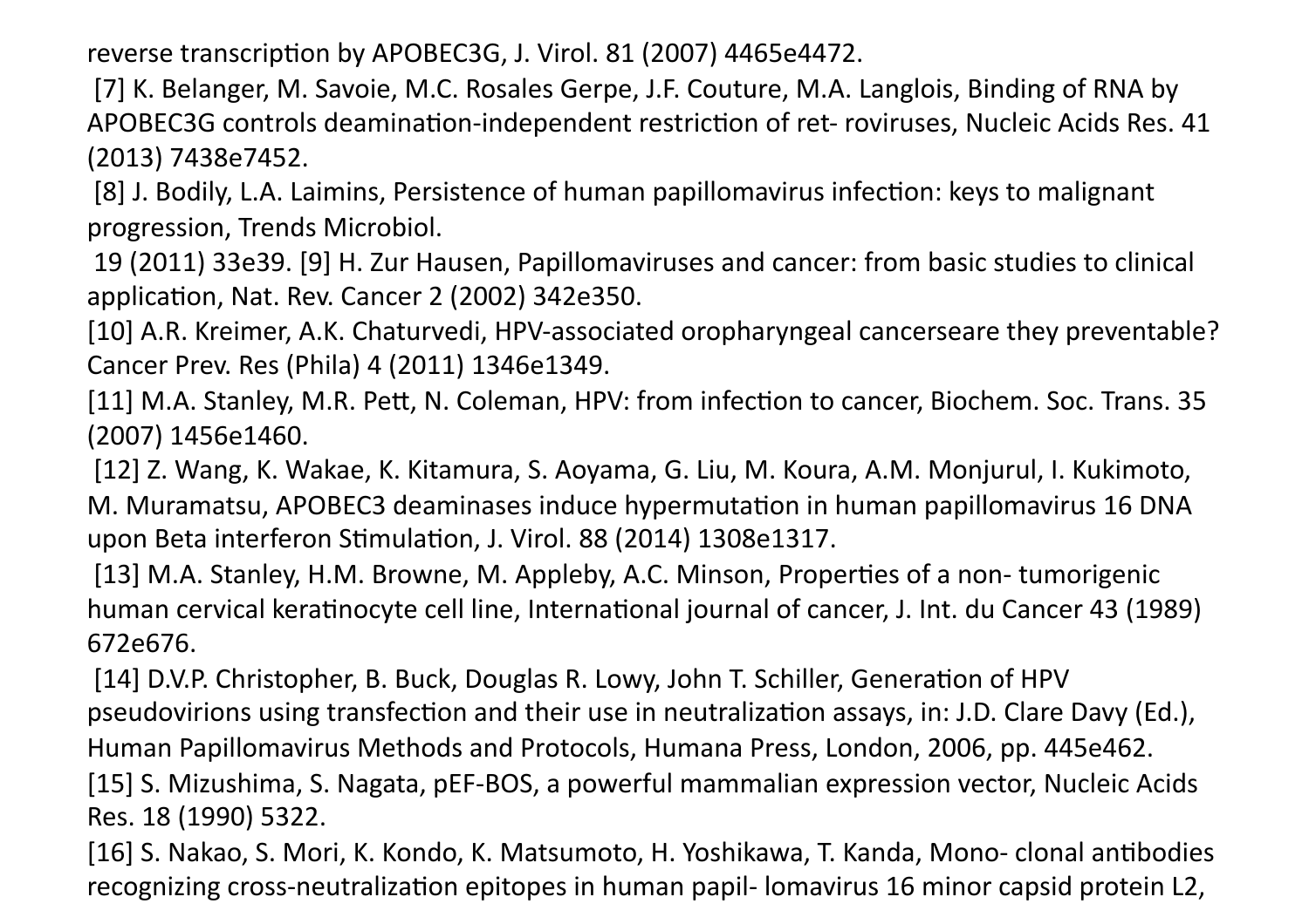reverse transcription by APOBEC3G, J. Virol. 81 (2007) 4465e4472.

[7] K. Belanger, M. Savoie, M.C. Rosales Gerpe, J.F. Couture, M.A. Langlois, Binding of RNA by APOBEC3G controls deamination-independent restriction of ret- roviruses, Nucleic Acids Res. 41 (2013) 7438e7452.

[8] J. Bodily, L.A. Laimins, Persistence of human papillomavirus infection: keys to malignant progression, Trends Microbiol.

19 (2011) 33e39. [9] H. Zur Hausen, Papillomaviruses and cancer: from basic studies to clinical application, Nat. Rev. Cancer 2 (2002) 342e350.

[10] A.R. Kreimer, A.K. Chaturvedi, HPV-associated oropharyngeal cancerseare they preventable? Cancer Prev. Res (Phila) 4 (2011) 1346e1349.

[11] M.A. Stanley, M.R. Pett, N. Coleman, HPV: from infection to cancer, Biochem. Soc. Trans. 35 (2007) 1456e1460.

[12] Z. Wang, K. Wakae, K. Kitamura, S. Aoyama, G. Liu, M. Koura, A.M. Monjurul, I. Kukimoto, M. Muramatsu, APOBEC3 deaminases induce hypermutation in human papillomavirus 16 DNA upon Beta interferon Stimulation, J. Virol. 88 (2014) 1308e1317.

[13] M.A. Stanley, H.M. Browne, M. Appleby, A.C. Minson, Properties of a non- tumorigenic human cervical keratinocyte cell line, International journal of cancer, J. Int. du Cancer 43 (1989) 672e676.

[14] D.V.P. Christopher, B. Buck, Douglas R. Lowy, John T. Schiller, Generation of HPV pseudovirions using transfection and their use in neutralization assays, in: J.D. Clare Davy (Ed.), Human Papillomavirus Methods and Protocols, Humana Press, London, 2006, pp. 445e462.

[15] S. Mizushima, S. Nagata, pEF-BOS, a powerful mammalian expression vector, Nucleic Acids Res. 18 (1990) 5322.

[16] S. Nakao, S. Mori, K. Kondo, K. Matsumoto, H. Yoshikawa, T. Kanda, Mono- clonal antibodies recognizing cross-neutralization epitopes in human papil- lomavirus 16 minor capsid protein L2,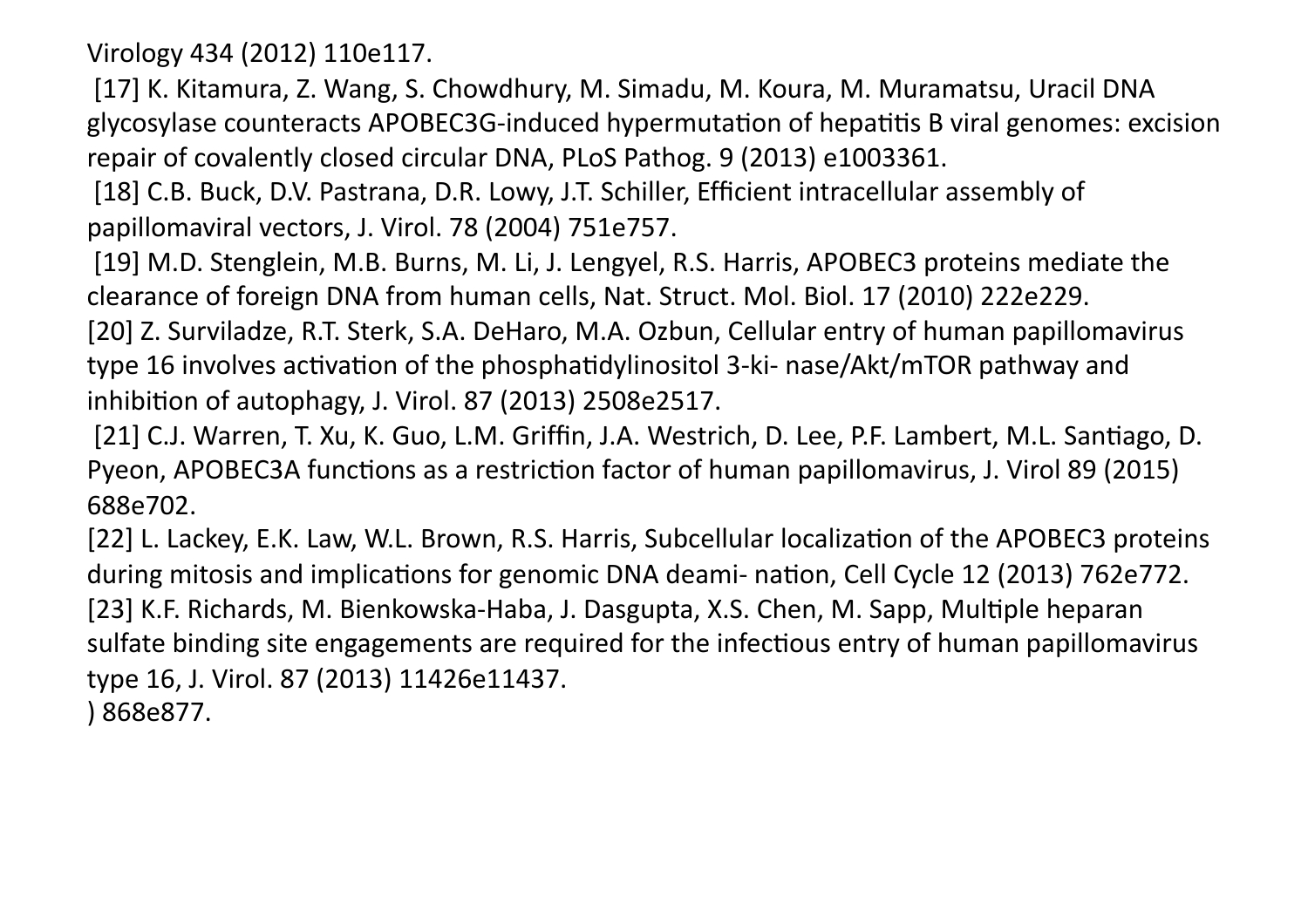Virology 434 (2012) 110e117.

[17] K. Kitamura, Z. Wang, S. Chowdhury, M. Simadu, M. Koura, M. Muramatsu, Uracil DNA glycosylase counteracts APOBEC3G-induced hypermutation of hepatitis B viral genomes: excision repair of covalently closed circular DNA, PLoS Pathog. 9 (2013) e1003361.

[18] C.B. Buck, D.V. Pastrana, D.R. Lowy, J.T. Schiller, Efficient intracellular assembly of papillomaviral vectors, J. Virol. 78 (2004) 751e757.

[19] M.D. Stenglein, M.B. Burns, M. Li, J. Lengyel, R.S. Harris, APOBEC3 proteins mediate the clearance of foreign DNA from human cells, Nat. Struct. Mol. Biol. 17 (2010) 222e229.

[20] Z. Surviladze, R.T. Sterk, S.A. DeHaro, M.A. Ozbun, Cellular entry of human papillomavirus type 16 involves activation of the phosphatidylinositol 3-ki- nase/Akt/mTOR pathway and inhibition of autophagy, J. Virol. 87 (2013) 2508e2517.

[21] C.J. Warren, T. Xu, K. Guo, L.M. Griffin, J.A. Westrich, D. Lee, P.F. Lambert, M.L. Santiago, D. Pyeon, APOBEC3A functions as a restriction factor of human papillomavirus, J. Virol 89 (2015) 688e702.

[22] L. Lackey, E.K. Law, W.L. Brown, R.S. Harris, Subcellular localization of the APOBEC3 proteins during mitosis and implications for genomic DNA deami- nation, Cell Cycle 12 (2013) 762e772.

[23] K.F. Richards, M. Bienkowska-Haba, J. Dasgupta, X.S. Chen, M. Sapp, Multiple heparan sulfate binding site engagements are required for the infectious entry of human papillomavirus type 16, J. Virol. 87 (2013) 11426e11437.

) 868e877.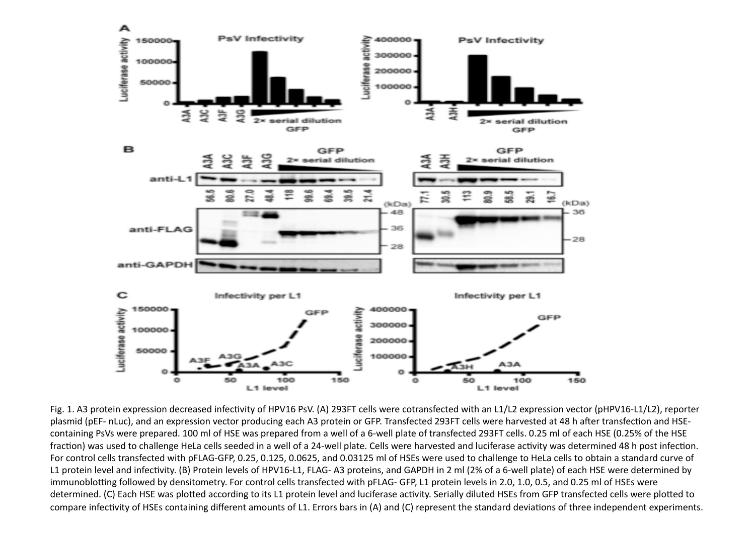Fig. 1. A3 protein expression decreased infectivity of HPV16 PsV. (A) 293FT cells were cotransfected with an L1/L2 expression vector (pHPV16-L1/L2), reporter plasmid (pEF- nLuc), and an expression vector producing each A3 protein or GFP. Transfected 293FT cells were harvested at 48 h after transfection and HSE-containing PsVs were prepared. 100 ml of HSE was prepared from a well of a 6-well plate of transfected 293FT cells. 0.25 ml of each HSE (0.25% of the HSE fraction) was used to challenge HeLa cells seeded in a well of a 24-well plate. Cells were harvested and luciferase activity was determined 48 h post infection. For control cells transfected with pFLAG-GFP, 0.25, 0.125, 0.0625, and 0.03125 ml of HSEs were used to challenge to HeLa cells to obtain a standard curve of L1 protein level and infectivity. (B) Protein levels of HPV16-L1, FLAG- A3 proteins, and GAPDH in 2 ml (2% of a 6-well plate) of each HSE were determined by immunoblotting followed by densitometry. For control cells transfected with pFLAG- GFP, L1 protein levels in 2.0, 1.0, 0.5, and 0.25 ml of HSEs were determined. (C) Each HSE was plotted according to its L1 protein level and luciferase activity. Serially diluted HSEs from GFP transfected cells were plotted to compare infectivity of HSEs containing different amounts of L1. Errors bars in (A) and (C) represent the standard deviations of three independent experiments.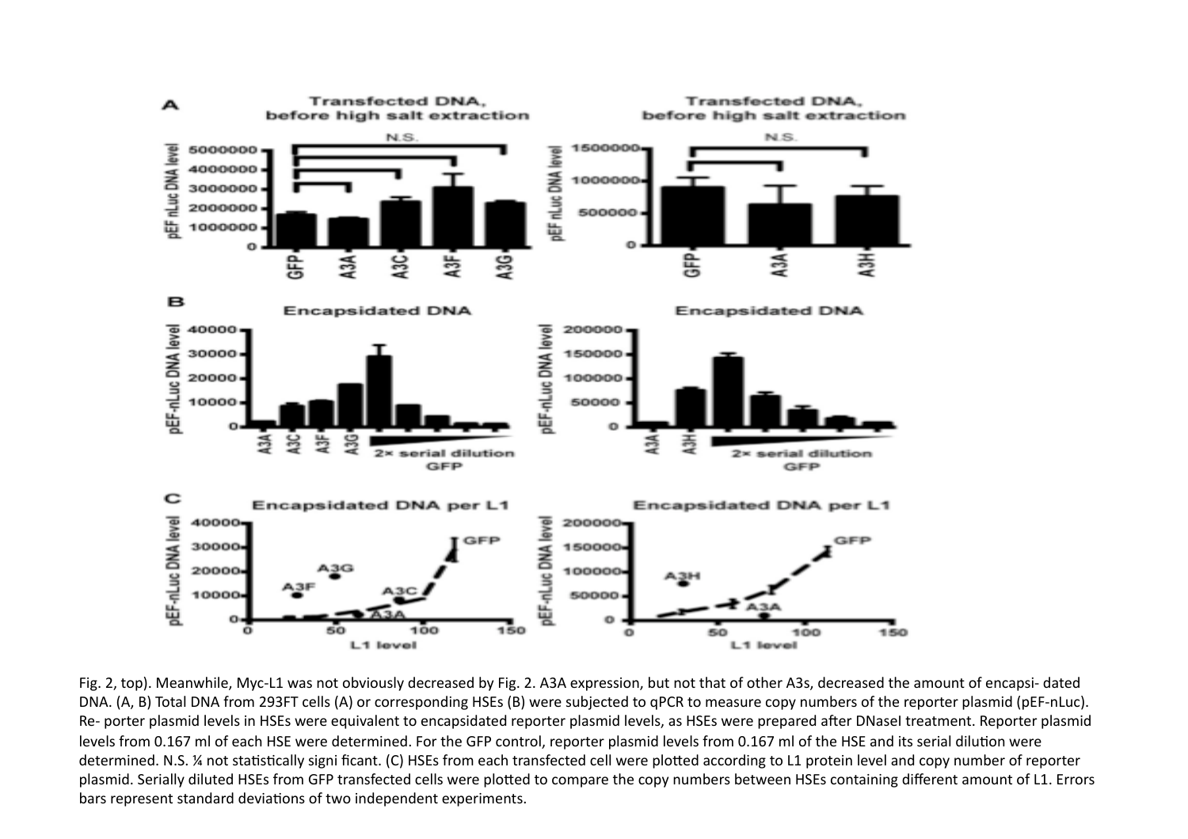Fig. 2, top). Meanwhile, Myc-L1 was not obviously decreased by Fig. 2. A3A expression, but not that of other A3s, decreased the amount of encapsi- dated DNA. (A, B) Total DNA from 293FT cells (A) or corresponding HSEs (B) were subjected to qPCR to measure copy numbers of the reporter plasmid (pEF-nLuc). Re- porter plasmid levels in HSEs were equivalent to encapsidated reporter plasmid levels, as HSEs were prepared after DNaseI treatment. Reporter plasmid levels from 0.167 ml of each HSE were determined. For the GFP control, reporter plasmid levels from 0.167 ml of the HSE and its serial dilution were determined. N.S. ¼ not statistically signi ficant. (C) HSEs from each transfected cell were plotted according to L1 protein level and copy number of reporter plasmid. Serially diluted HSEs from GFP transfected cells were plotted to compare the copy numbers between HSEs containing different amount of L1. Errors bars represent standard deviations of two independent experiments.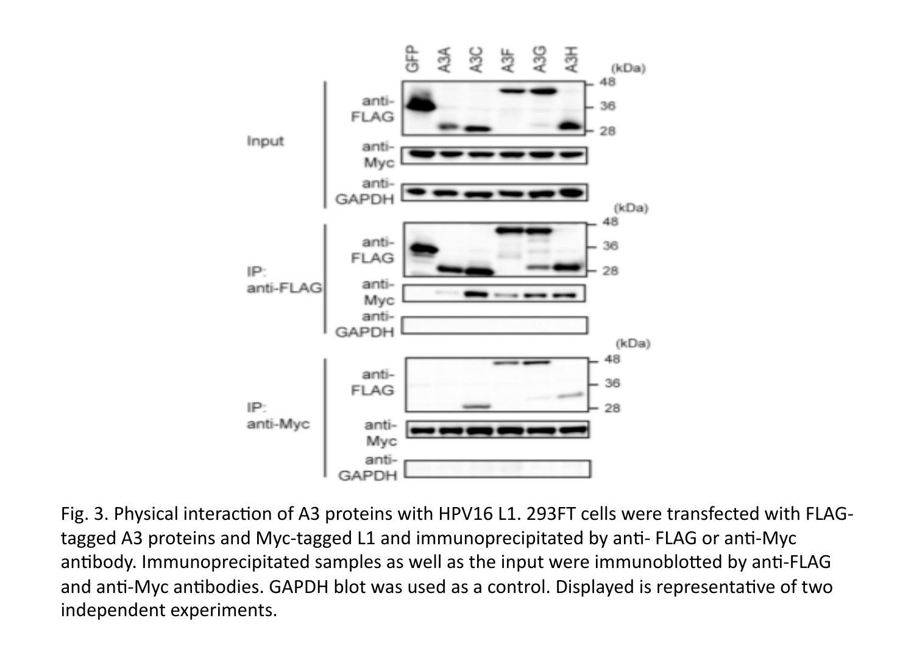GFP A3A A3C A3F A3G A3H

(kDa)

Input

anti-FLAG

48

36

28

anti-Myc

anti-GAPDH

IP: anti-FLAG

anti-FLAG

(kDa)

48

36

28

anti-Myc

anti-GAPDH

IP: anti-Myc

anti-FLAG

(kDa)

48

36

28

anti-Myc

anti-GAPDH

Fig. 3. Physical interaction of A3 proteins with HPV16 L1. 293FT cells were transfected with FLAG-tagged A3 proteins and Myc-tagged L1 and immunoprecipitated by anti- FLAG or anti-Myc antibody. Immunoprecipitated samples as well as the input were immunoblotted by anti-FLAG and anti-Myc antibodies. GAPDH blot was used as a control. Displayed is representative of two independent experiments.